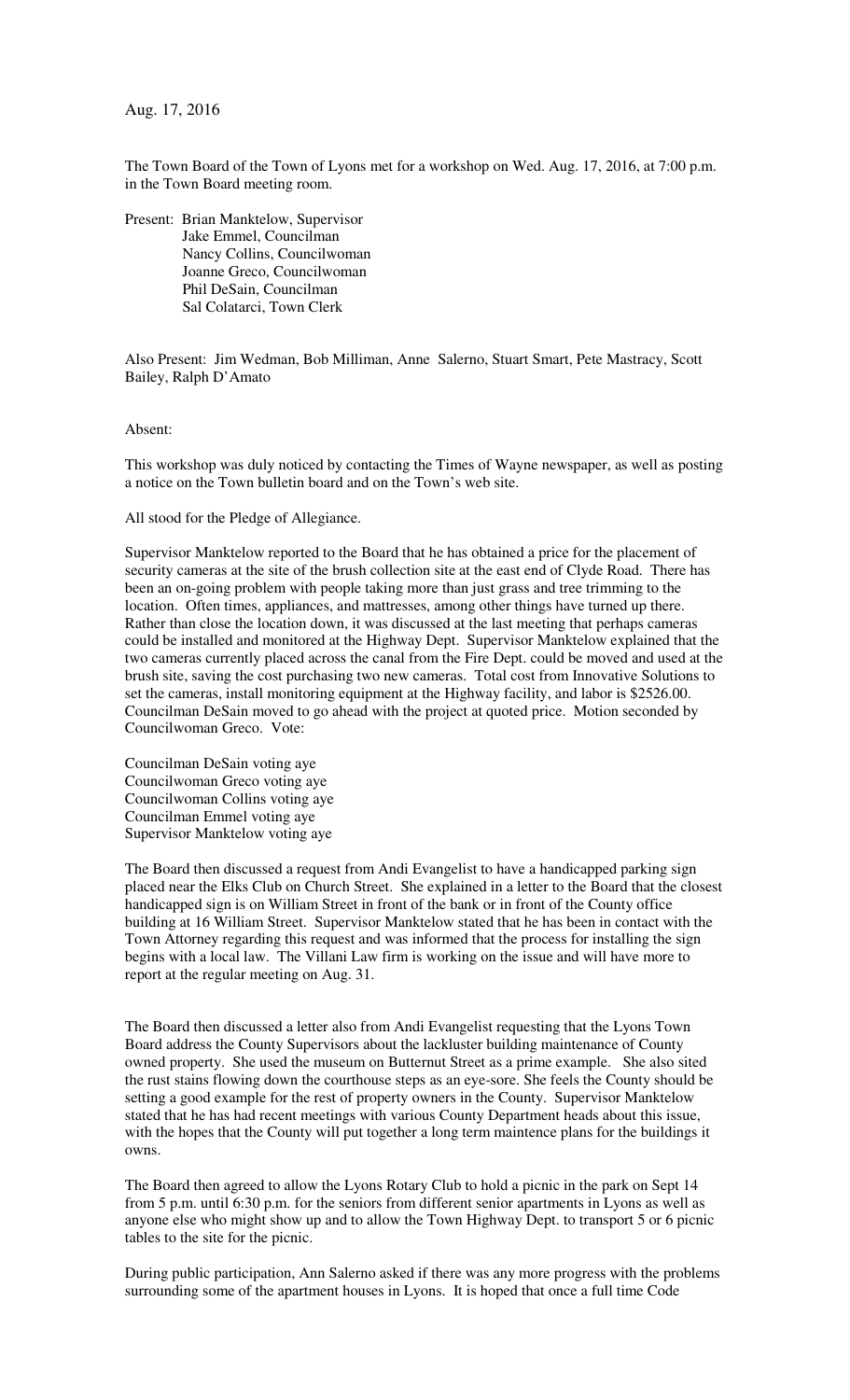Aug. 17, 2016

The Town Board of the Town of Lyons met for a workshop on Wed. Aug. 17, 2016, at 7:00 p.m. in the Town Board meeting room.

Present: Brian Manktelow, Supervisor
Jake Emmel, Councilman
Nancy Collins, Councilwoman
Joanne Greco, Councilwoman
Phil DeSain, Councilman
Sal Colatarci, Town Clerk

Also Present: Jim Wedman, Bob Milliman, Anne Salerno, Stuart Smart, Pete Mastracy, Scott Bailey, Ralph D'Amato

Absent:

This workshop was duly noticed by contacting the Times of Wayne newspaper, as well as posting a notice on the Town bulletin board and on the Town's web site.

All stood for the Pledge of Allegiance.

Supervisor Manktelow reported to the Board that he has obtained a price for the placement of security cameras at the site of the brush collection site at the east end of Clyde Road. There has been an on-going problem with people taking more than just grass and tree trimming to the location. Often times, appliances, and mattresses, among other things have turned up there. Rather than close the location down, it was discussed at the last meeting that perhaps cameras could be installed and monitored at the Highway Dept. Supervisor Manktelow explained that the two cameras currently placed across the canal from the Fire Dept. could be moved and used at the brush site, saving the cost purchasing two new cameras. Total cost from Innovative Solutions to set the cameras, install monitoring equipment at the Highway facility, and labor is $2526.00. Councilman DeSain moved to go ahead with the project at quoted price. Motion seconded by Councilwoman Greco. Vote:

Councilman DeSain voting aye
Councilwoman Greco voting aye
Councilwoman Collins voting aye
Councilman Emmel voting aye
Supervisor Manktelow voting aye

The Board then discussed a request from Andi Evangelist to have a handicapped parking sign placed near the Elks Club on Church Street. She explained in a letter to the Board that the closest handicapped sign is on William Street in front of the bank or in front of the County office building at 16 William Street. Supervisor Manktelow stated that he has been in contact with the Town Attorney regarding this request and was informed that the process for installing the sign begins with a local law. The Villani Law firm is working on the issue and will have more to report at the regular meeting on Aug. 31.

The Board then discussed a letter also from Andi Evangelist requesting that the Lyons Town Board address the County Supervisors about the lackluster building maintenance of County owned property. She used the museum on Butternut Street as a prime example. She also sited the rust stains flowing down the courthouse steps as an eye-sore. She feels the County should be setting a good example for the rest of property owners in the County. Supervisor Manktelow stated that he has had recent meetings with various County Department heads about this issue, with the hopes that the County will put together a long term maintence plans for the buildings it owns.

The Board then agreed to allow the Lyons Rotary Club to hold a picnic in the park on Sept 14 from 5 p.m. until 6:30 p.m. for the seniors from different senior apartments in Lyons as well as anyone else who might show up and to allow the Town Highway Dept. to transport 5 or 6 picnic tables to the site for the picnic.

During public participation, Ann Salerno asked if there was any more progress with the problems surrounding some of the apartment houses in Lyons. It is hoped that once a full time Code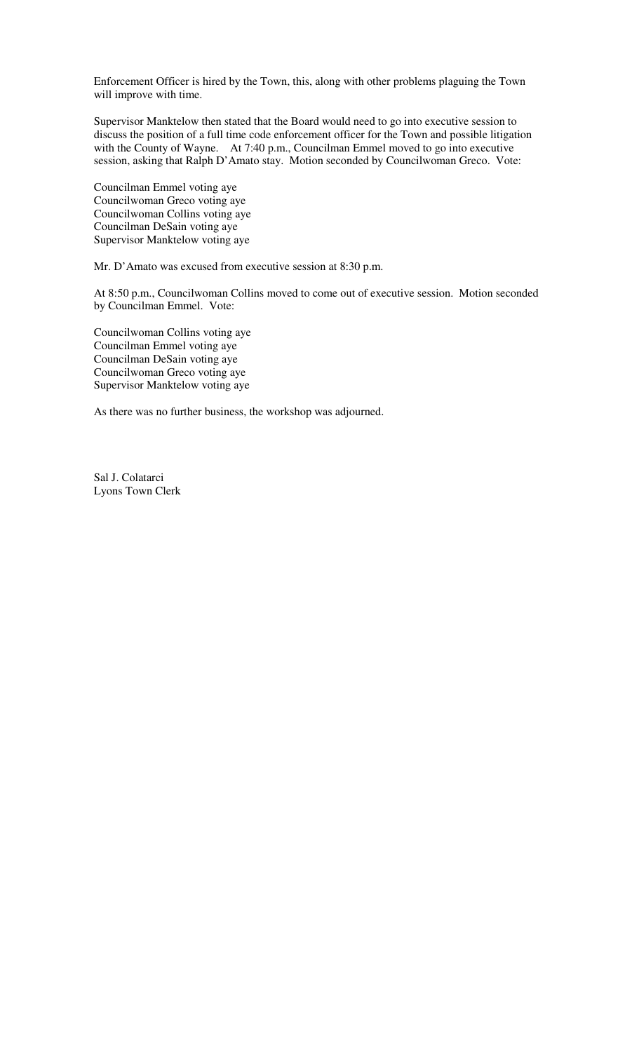Enforcement Officer is hired by the Town, this, along with other problems plaguing the Town will improve with time.

Supervisor Manktelow then stated that the Board would need to go into executive session to discuss the position of a full time code enforcement officer for the Town and possible litigation with the County of Wayne. At 7:40 p.m., Councilman Emmel moved to go into executive session, asking that Ralph D'Amato stay. Motion seconded by Councilwoman Greco. Vote:

Councilman Emmel voting aye
Councilwoman Greco voting aye
Councilwoman Collins voting aye
Councilman DeSain voting aye
Supervisor Manktelow voting aye

Mr. D'Amato was excused from executive session at 8:30 p.m.

At 8:50 p.m., Councilwoman Collins moved to come out of executive session. Motion seconded by Councilman Emmel. Vote:

Councilwoman Collins voting aye
Councilman Emmel voting aye
Councilman DeSain voting aye
Councilwoman Greco voting aye
Supervisor Manktelow voting aye

As there was no further business, the workshop was adjourned.

Sal J. Colatarci
Lyons Town Clerk